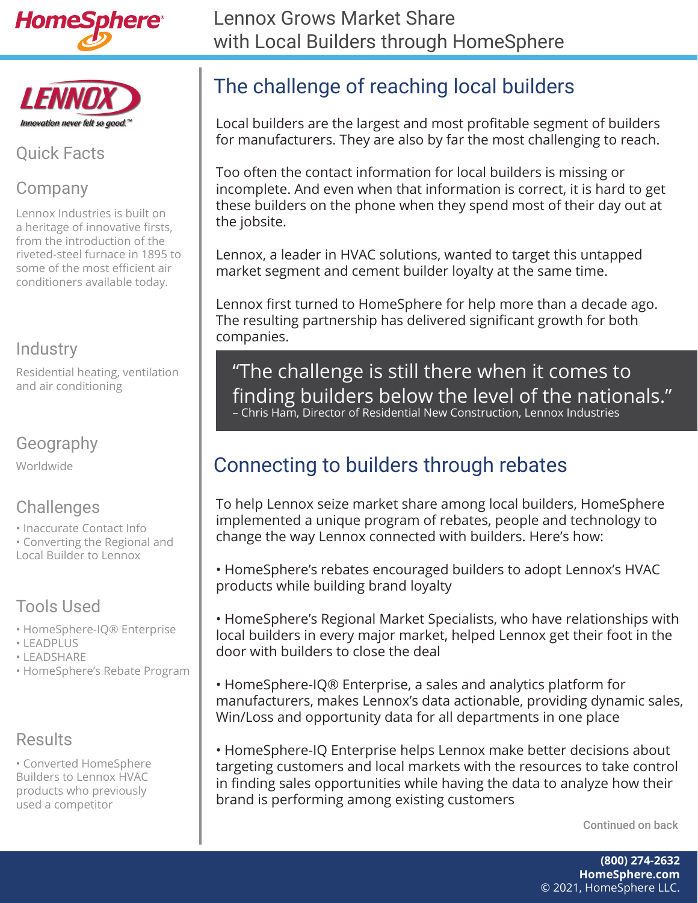# Lennox Grows Market Share with Local Builders through HomeSphere

## Quick Facts

### Company

Lennox Industries is built on a heritage of innovative firsts, from the introduction of the riveted-steel furnace in 1895 to some of the most efficient air conditioners available today.

### Industry

Residential heating, ventilation and air conditioning

### Geography

Worldwide

### Challenges

- Inaccurate Contact Info
- Converting the Regional and Local Builder to Lennox

### Tools Used

- HomeSphere-IQ® Enterprise
- LEADPLUS
- LEADSHARE
- HomeSphere's Rebate Program

### Results

- Converted HomeSphere Builders to Lennox HVAC products who previously used a competitor

## The challenge of reaching local builders

Local builders are the largest and most profitable segment of builders for manufacturers. They are also by far the most challenging to reach.

Too often the contact information for local builders is missing or incomplete. And even when that information is correct, it is hard to get these builders on the phone when they spend most of their day out at the jobsite.

Lennox, a leader in HVAC solutions, wanted to target this untapped market segment and cement builder loyalty at the same time.

Lennox first turned to HomeSphere for help more than a decade ago. The resulting partnership has delivered significant growth for both companies.

> "The challenge is still there when it comes to finding builders below the level of the nationals."
> – Chris Ham, Director of Residential New Construction, Lennox Industries

## Connecting to builders through rebates

To help Lennox seize market share among local builders, HomeSphere implemented a unique program of rebates, people and technology to change the way Lennox connected with builders. Here's how:

- HomeSphere's rebates encouraged builders to adopt Lennox's HVAC products while building brand loyalty
- HomeSphere's Regional Market Specialists, who have relationships with local builders in every major market, helped Lennox get their foot in the door with builders to close the deal
- HomeSphere-IQ® Enterprise, a sales and analytics platform for manufacturers, makes Lennox's data actionable, providing dynamic sales, Win/Loss and opportunity data for all departments in one place
- HomeSphere-IQ Enterprise helps Lennox make better decisions about targeting customers and local markets with the resources to take control in finding sales opportunities while having the data to analyze how their brand is performing among existing customers

Continued on back

(800) 274-2632
HomeSphere.com
© 2021, HomeSphere LLC.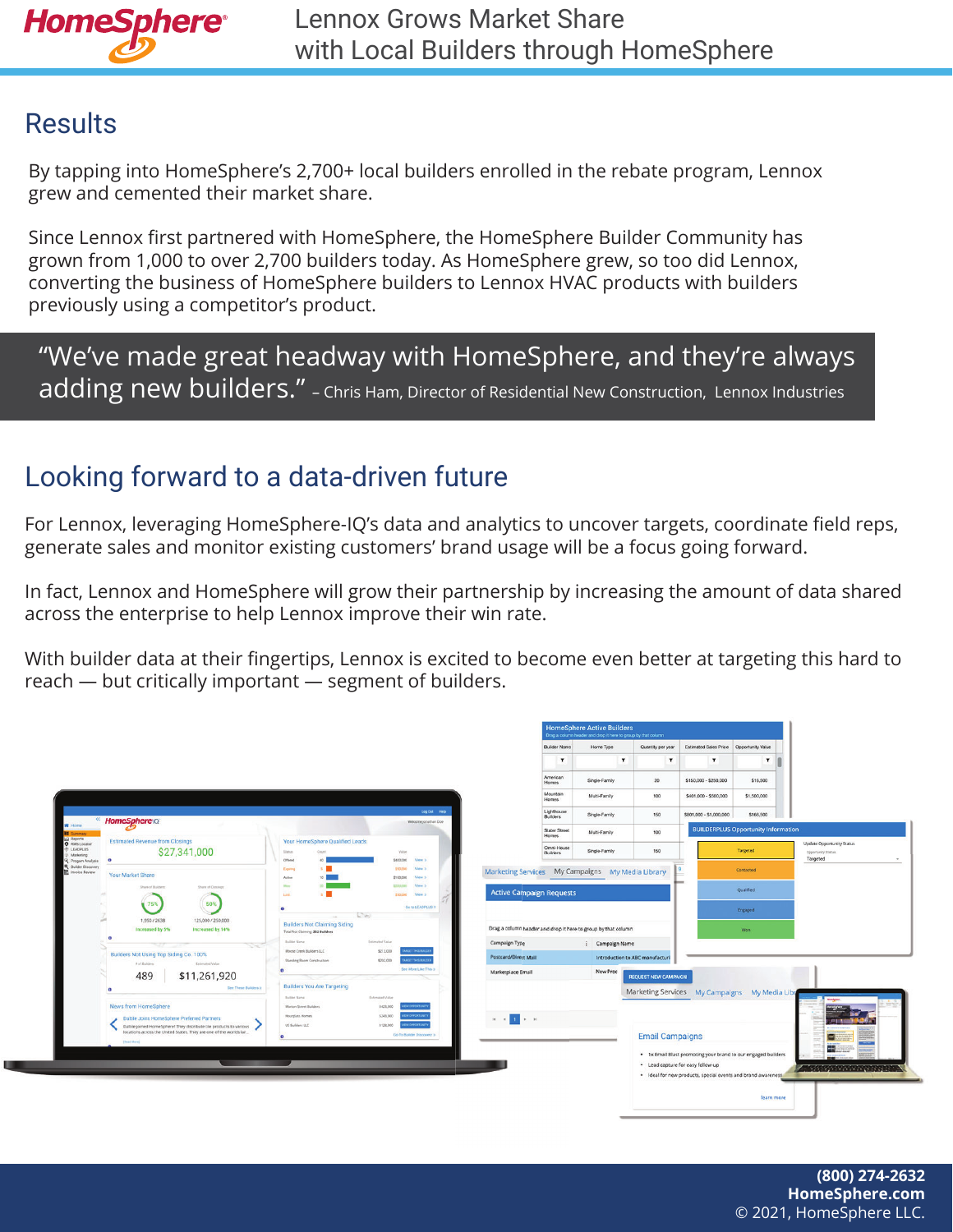# Lennox Grows Market Share with Local Builders through HomeSphere

## Results

By tapping into HomeSphere's 2,700+ local builders enrolled in the rebate program, Lennox grew and cemented their market share.

Since Lennox first partnered with HomeSphere, the HomeSphere Builder Community has grown from 1,000 to over 2,700 builders today. As HomeSphere grew, so too did Lennox, converting the business of HomeSphere builders to Lennox HVAC products with builders previously using a competitor's product.

> "We've made great headway with HomeSphere, and they're always adding new builders." – Chris Ham, Director of Residential New Construction, Lennox Industries

## Looking forward to a data-driven future

For Lennox, leveraging HomeSphere-IQ's data and analytics to uncover targets, coordinate field reps, generate sales and monitor existing customers' brand usage will be a focus going forward.

In fact, Lennox and HomeSphere will grow their partnership by increasing the amount of data shared across the enterprise to help Lennox improve their win rate.

With builder data at their fingertips, Lennox is excited to become even better at targeting this hard to reach — but critically important — segment of builders.

(800) 274-2632
HomeSphere.com
© 2021, HomeSphere LLC.